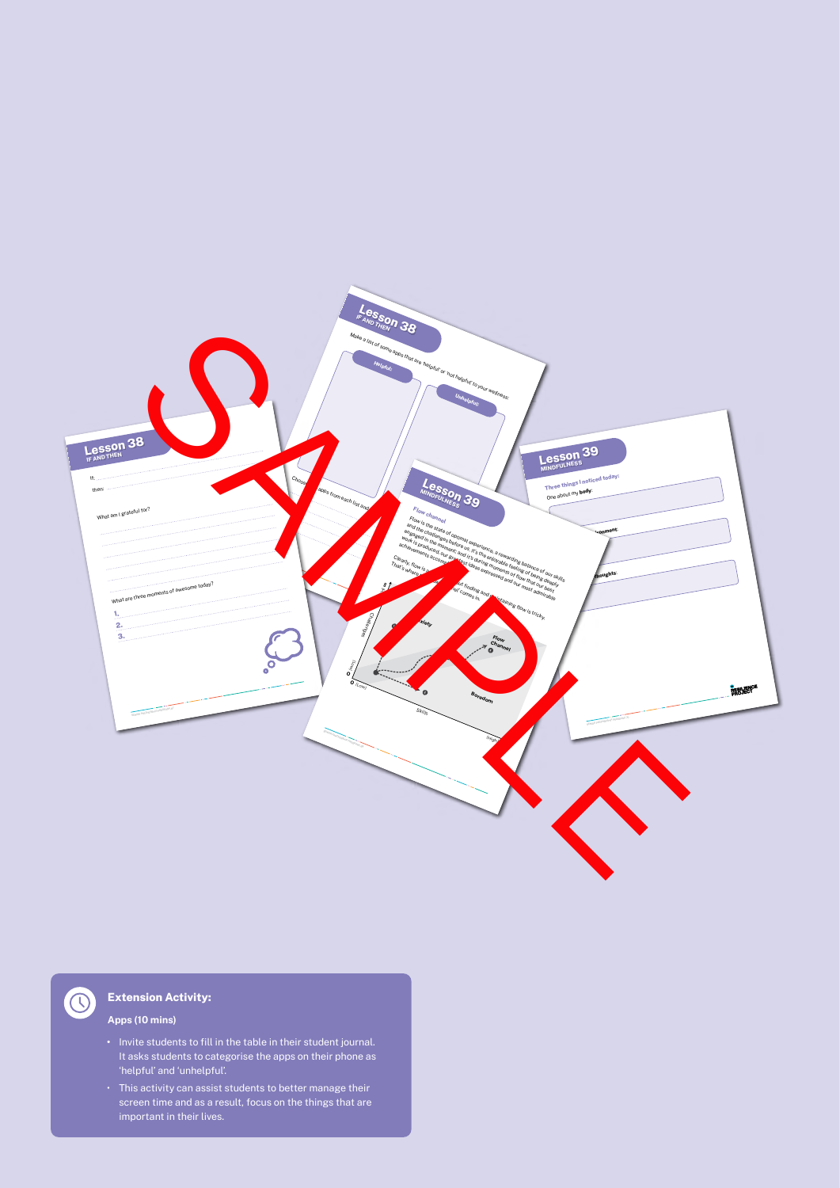**Extension Activity:**

**Apps (10 mins)**

- Invite students to fill in the table in their student journal. It asks students to categorise the apps on their phone as 'helpful' and 'unhelpful'.
- This activity can assist students to better manage their screen time and as a result, focus on the things that are important in their lives.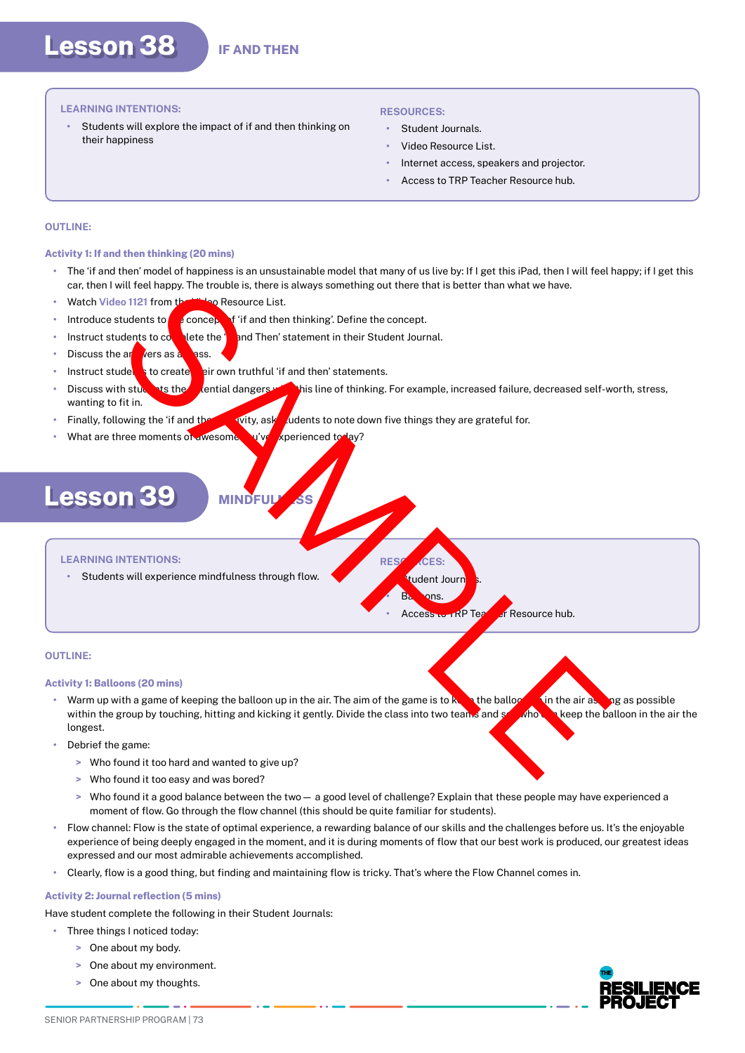# Lesson 38 IF AND THEN

**LEARNING INTENTIONS:**

- Students will explore the impact of if and then thinking on their happiness

**RESOURCES:**

- Student Journals.
- Video Resource List.
- Internet access, speakers and projector.
- Access to TRP Teacher Resource hub.

**OUTLINE:**

**Activity 1: If and then thinking (20 mins)**

- The 'if and then' model of happiness is an unsustainable model that many of us live by: If I get this iPad, then I will feel happy; if I get this car, then I will feel happy. The trouble is, there is always something out there that is better than what we have.
- Watch Video 1121 from the Video Resource List.
- Introduce students to the concept of 'if and then thinking'. Define the concept.
- Instruct students to complete the 'If and Then' statement in their Student Journal.
- Discuss the answers as a class.
- Instruct students to create their own truthful 'if and then' statements.
- Discuss with students the potential dangers of this line of thinking. For example, increased failure, decreased self-worth, stress, wanting to fit in.
- Finally, following the 'if and then' activity, ask students to note down five things they are grateful for.
- What are three moments of awesome you've experienced today?

# Lesson 39 MINDFULNESS

**LEARNING INTENTIONS:**

- Students will experience mindfulness through flow.

**RESOURCES:**

- Student Journals.
- Balloons.
- Access to TRP Teacher Resource hub.

**OUTLINE:**

**Activity 1: Balloons (20 mins)**

- Warm up with a game of keeping the balloon up in the air. The aim of the game is to keep the balloon in the air as long as possible within the group by touching, hitting and kicking it gently. Divide the class into two teams and see who can keep the balloon in the air the longest.
- Debrief the game:
  - > Who found it too hard and wanted to give up?
  - > Who found it too easy and was bored?
  - > Who found it a good balance between the two — a good level of challenge? Explain that these people may have experienced a moment of flow. Go through the flow channel (this should be quite familiar for students).
- Flow channel: Flow is the state of optimal experience, a rewarding balance of our skills and the challenges before us. It's the enjoyable experience of being deeply engaged in the moment, and it is during moments of flow that our best work is produced, our greatest ideas expressed and our most admirable achievements accomplished.
- Clearly, flow is a good thing, but finding and maintaining flow is tricky. That's where the Flow Channel comes in.

**Activity 2: Journal reflection (5 mins)**

Have student complete the following in their Student Journals:

- Three things I noticed today:
  - > One about my body.
  - > One about my environment.
  - > One about my thoughts.